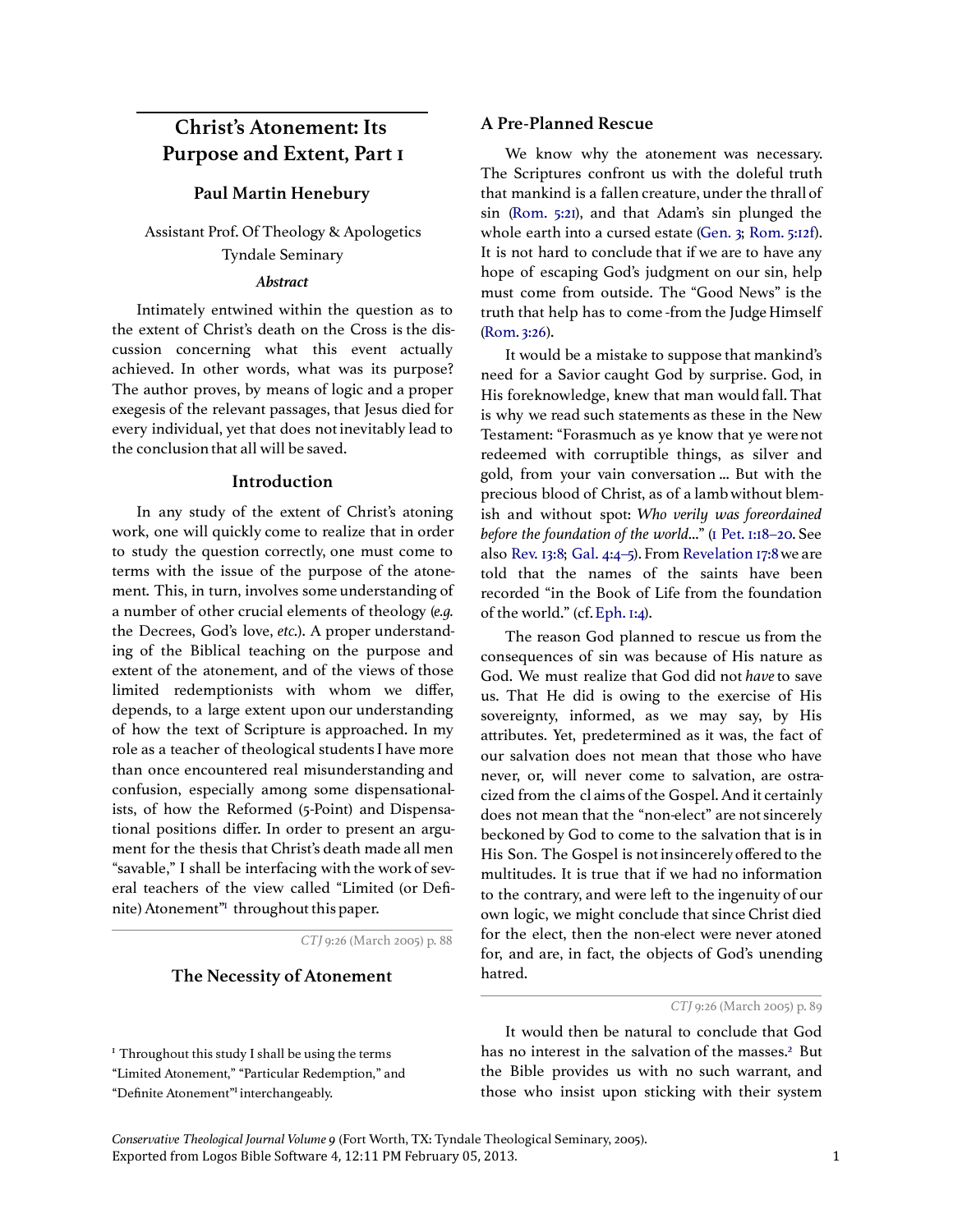# Christ's Atonement: Its Purpose and Extent, Part 1

**Paul Martin Henebury**

Assistant Prof. Of Theology & Apologetics
Tyndale Seminary

***Abstract***

Intimately entwined within the question as to the extent of Christ's death on the Cross is the discussion concerning what this event actually achieved. In other words, what was its purpose? The author proves, by means of logic and a proper exegesis of the relevant passages, that Jesus died for every individual, yet that does not inevitably lead to the conclusion that all will be saved.

## Introduction

In any study of the extent of Christ's atoning work, one will quickly come to realize that in order to study the question correctly, one must come to terms with the issue of the purpose of the atonement. This, in turn, involves some understanding of a number of other crucial elements of theology (*e.g.* the Decrees, God's love, *etc.*). A proper understanding of the Biblical teaching on the purpose and extent of the atonement, and of the views of those limited redemptionists with whom we differ, depends, to a large extent upon our understanding of how the text of Scripture is approached. In my role as a teacher of theological students I have more than once encountered real misunderstanding and confusion, especially among some dispensationalists, of how the Reformed (5-Point) and Dispensational positions differ. In order to present an argument for the thesis that Christ's death made all men "savable," I shall be interfacing with the work of several teachers of the view called "Limited (or Definite) Atonement"[1] throughout this paper.

## The Necessity of Atonement

### A Pre-Planned Rescue

We know why the atonement was necessary. The Scriptures confront us with the doleful truth that mankind is a fallen creature, under the thrall of sin (Rom. 5:21), and that Adam's sin plunged the whole earth into a cursed estate (Gen. 3; Rom. 5:12f). It is not hard to conclude that if we are to have any hope of escaping God's judgment on our sin, help must come from outside. The "Good News" is the truth that help has to come -from the Judge Himself (Rom. 3:26).

It would be a mistake to suppose that mankind's need for a Savior caught God by surprise. God, in His foreknowledge, knew that man would fall. That is why we read such statements as these in the New Testament: "Forasmuch as ye know that ye were not redeemed with corruptible things, as silver and gold, from your vain conversation … But with the precious blood of Christ, as of a lamb without blemish and without spot: *Who verily was foreordained before the foundation of the world*…" (1 Pet. 1:18–20. See also Rev. 13:8; Gal. 4:4–5). From Revelation 17:8 we are told that the names of the saints have been recorded "in the Book of Life from the foundation of the world." (cf. Eph. 1:4).

The reason God planned to rescue us from the consequences of sin was because of His nature as God. We must realize that God did not *have* to save us. That He did is owing to the exercise of His sovereignty, informed, as we may say, by His attributes. Yet, predetermined as it was, the fact of our salvation does not mean that those who have never, or, will never come to salvation, are ostracized from the cl aims of the Gospel. And it certainly does not mean that the "non-elect" are not sincerely beckoned by God to come to the salvation that is in His Son. The Gospel is not insincerely offered to the multitudes. It is true that if we had no information to the contrary, and were left to the ingenuity of our own logic, we might conclude that since Christ died for the elect, then the non-elect were never atoned for, and are, in fact, the objects of God's unending hatred.

It would then be natural to conclude that God has no interest in the salvation of the masses.[2] But the Bible provides us with no such warrant, and those who insist upon sticking with their system

[1] Throughout this study I shall be using the terms "Limited Atonement," "Particular Redemption," and "Definite Atonement"[1] interchangeably.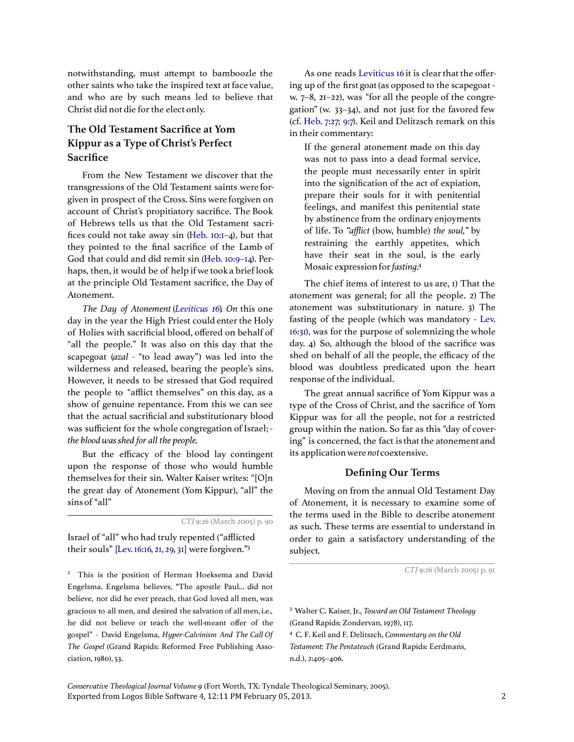notwithstanding, must attempt to bamboozle the other saints who take the inspired text at face value, and who are by such means led to believe that Christ did not die for the elect only.

## The Old Testament Sacrifice at Yom Kippur as a Type of Christ's Perfect Sacrifice

From the New Testament we discover that the transgressions of the Old Testament saints were forgiven in prospect of the Cross. Sins were forgiven on account of Christ's propitiatory sacrifice. The Book of Hebrews tells us that the Old Testament sacrifices could not take away sin (Heb. 10:1–4), but that they pointed to the final sacrifice of the Lamb of God that could and did remit sin (Heb. 10:9–14). Perhaps, then, it would be of help if we took a brief look at the principle Old Testament sacrifice, the Day of Atonement.

*The Day of Atonement* (*Leviticus 16*). *On* this one day in the year the High Priest could enter the Holy of Holies with sacrificial blood, offered on behalf of "all the people." It was also on this day that the scapegoat (*azal* - "to lead away") was led into the wilderness and released, bearing the people's sins. However, it needs to be stressed that God required the people to "afflict themselves" on this day, as a show of genuine repentance. From this we can see that the actual sacrificial and substitutionary blood was sufficient for the whole congregation of Israel; - *the blood was shed for all the people.*

But the efficacy of the blood lay contingent upon the response of those who would humble themselves for their sin. Walter Kaiser writes: "[O]n the great day of Atonement (Yom Kippur), "all" the sins of "all" Israel of "all" who had truly repented ("afflicted their souls" [Lev. 16:16, 21, 29, 31] were forgiven."[3]

As one reads Leviticus 16 it is clear that the offering up of the first goat (as opposed to the scapegoat - w. 7–8, 21–22), was "for all the people of the congregation" (w. 33–34), and not just for the favored few (cf. Heb. 7:27; 9:7). Keil and Delitzsch remark on this in their commentary:

> If the general atonement made on this day was not to pass into a dead formal service, the people must necessarily enter in spirit into the signification of the act of expiation, prepare their souls for it with penitential feelings, and manifest this penitential state by abstinence from the ordinary enjoyments of life. To *"afflict* (bow, humble) *the soul,"* by restraining the earthly appetites, which have their seat in the soul, is the early Mosaic expression for *fasting*.[4]

The chief items of interest to us are, 1) That the atonement was general; for all the people. 2) The atonement was substitutionary in nature. 3) The fasting of the people (which was mandatory - Lev. 16:31), was for the purpose of solemnizing the whole day. 4) So, although the blood of the sacrifice was shed on behalf of all the people, the efficacy of the blood was doubtless predicated upon the heart response of the individual.

The great annual sacrifice of Yom Kippur was a type of the Cross of Christ, and the sacrifice of Yom Kippur was for all the people, not for a restricted group within the nation. So far as this "day of covering" is concerned, the fact is that the atonement and its application were *not* coextensive.

### Defining Our Terms

Moving on from the annual Old Testament Day of Atonement, it is necessary to examine some of the terms used in the Bible to describe atonement as such. These terms are essential to understand in order to gain a satisfactory understanding of the subject.

---

[2] This is the position of Herman Hoeksema and David Engelsma. Engelsma believes, "The apostle Paul… did not believe, nor did he ever preach, that God loved all men, was gracious to all men, and desired the salvation of all men, i.e., he did not believe or teach the well-meant offer of the gospel" - David Engelsma, *Hyper-Calvinism And The Call Of The Gospel* (Grand Rapids: Reformed Free Publishing Association, 1980), 53.

[3] Walter C. Kaiser, Jr., *Toward an Old Testament Theology* (Grand Rapids: Zondervan, 1978), 117.

[4] C. F. Keil and F. Delitszch, *Commentary on the Old Testament: The Pentateuch* (Grand Rapids: Eerdmans, n.d.), 2:405–406.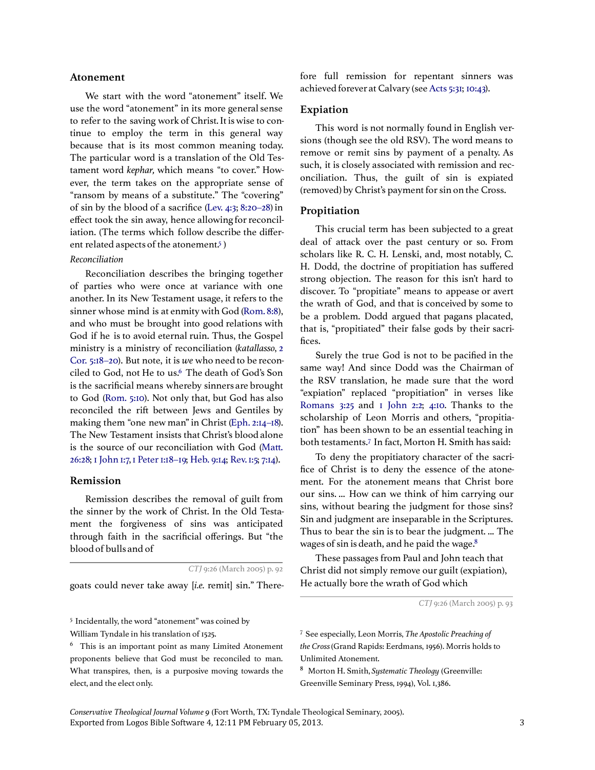## Atonement

We start with the word "atonement" itself. We use the word "atonement" in its more general sense to refer to the saving work of Christ. It is wise to continue to employ the term in this general way because that is its most common meaning today. The particular word is a translation of the Old Testament word *kephar,* which means "to cover." However, the term takes on the appropriate sense of "ransom by means of a substitute." The "covering" of sin by the blood of a sacrifice (Lev. 4:3; 8:20–28) in effect took the sin away, hence allowing for reconciliation. (The terms which follow describe the different related aspects of the atonement.[5] )

*Reconciliation*

Reconciliation describes the bringing together of parties who were once at variance with one another. In its New Testament usage, it refers to the sinner whose mind is at enmity with God (Rom. 8:8), and who must be brought into good relations with God if he is to avoid eternal ruin. Thus, the Gospel ministry is a ministry of reconciliation (*katallasso*, 2 Cor. 5:18–20). But note, it is *we* who need to be reconciled to God, not He to us.[6] The death of God's Son is the sacrificial means whereby sinners are brought to God (Rom. 5:10). Not only that, but God has also reconciled the rift between Jews and Gentiles by making them "one new man" in Christ (Eph. 2:14–18). The New Testament insists that Christ's blood alone is the source of our reconciliation with God (Matt. 26:28; 1 John 1:7, 1 Peter 1:18–19; Heb. 9:14; Rev. 1:5; 7:14).

## Remission

Remission describes the removal of guilt from the sinner by the work of Christ. In the Old Testament the forgiveness of sins was anticipated through faith in the sacrificial offerings. But "the blood of bulls and of goats could never take away [*i.e.* remit] sin." Therefore full remission for repentant sinners was achieved forever at Calvary (see Acts 5:31; 10:43).

## Expiation

This word is not normally found in English versions (though see the old RSV). The word means to remove or remit sins by payment of a penalty. As such, it is closely associated with remission and reconciliation. Thus, the guilt of sin is expiated (removed) by Christ's payment for sin on the Cross.

## Propitiation

This crucial term has been subjected to a great deal of attack over the past century or so. From scholars like R. C. H. Lenski, and, most notably, C. H. Dodd, the doctrine of propitiation has suffered strong objection. The reason for this isn't hard to discover. To "propitiate" means to appease or avert the wrath of God, and that is conceived by some to be a problem. Dodd argued that pagans placated, that is, "propitiated" their false gods by their sacrifices.

Surely the true God is not to be pacified in the same way! And since Dodd was the Chairman of the RSV translation, he made sure that the word "expiation" replaced "propitiation" in verses like Romans 3:25 and 1 John 2:2; 4:10. Thanks to the scholarship of Leon Morris and others, "propitiation" has been shown to be an essential teaching in both testaments.[7] In fact, Morton H. Smith has said:

> To deny the propitiatory character of the sacrifice of Christ is to deny the essence of the atonement. For the atonement means that Christ bore our sins. … How can we think of him carrying our sins, without bearing the judgment for those sins? Sin and judgment are inseparable in the Scriptures. Thus to bear the sin is to bear the judgment. … The wages of sin is death, and he paid the wage.[8]

These passages from Paul and John teach that Christ did not simply remove our guilt (expiation), He actually bore the wrath of God which

---

[5] Incidentally, the word "atonement" was coined by William Tyndale in his translation of 1525.

[6] This is an important point as many Limited Atonement proponents believe that God must be reconciled to man. What transpires, then, is a purposive moving towards the elect, and the elect only.

[7] See especially, Leon Morris, *The Apostolic Preaching of the Cross* (Grand Rapids: Eerdmans, 1956). Morris holds to Unlimited Atonement.

[8] Morton H. Smith, *Systematic Theology* (Greenville: Greenville Seminary Press, 1994), Vol. 1,386.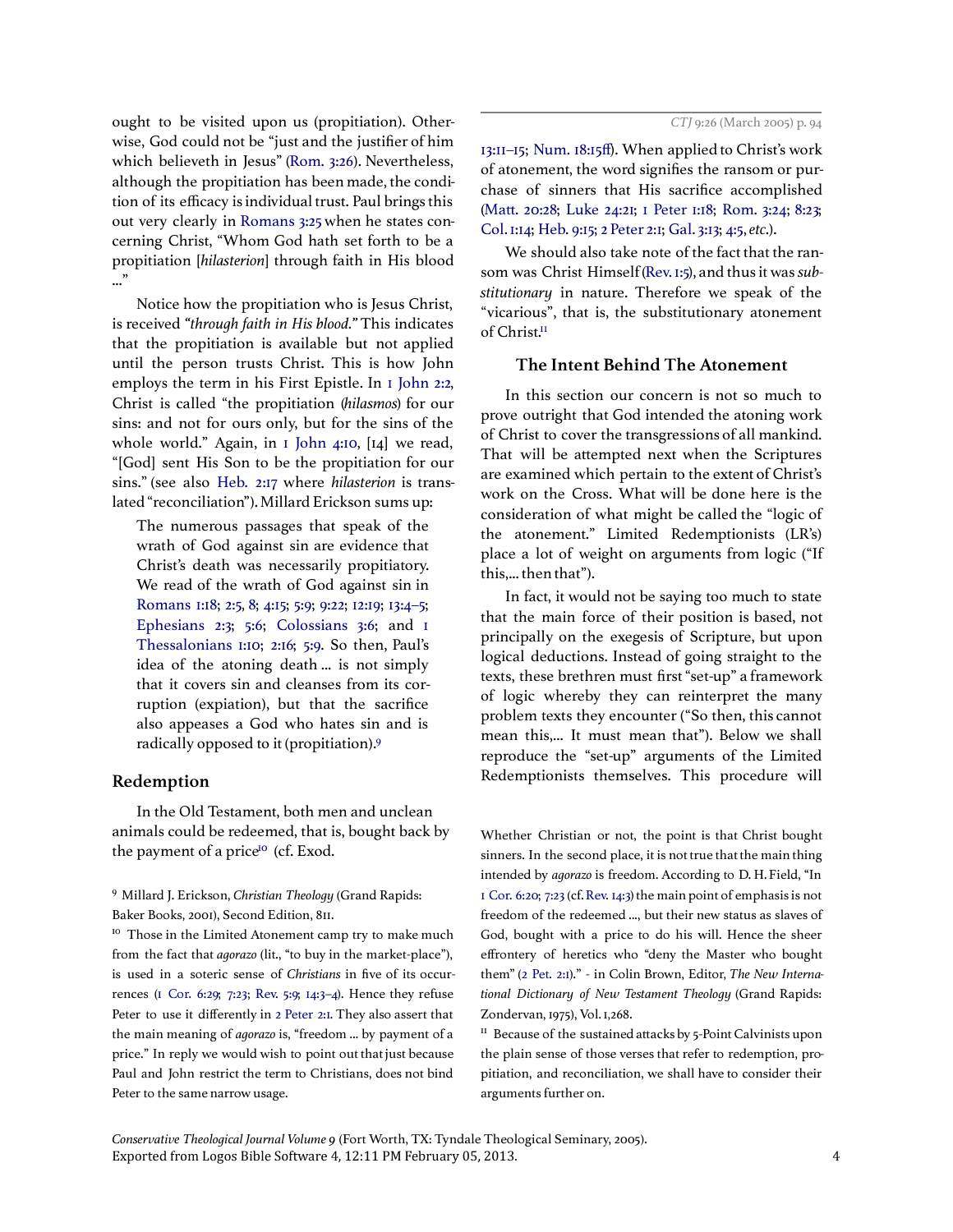ought to be visited upon us (propitiation). Otherwise, God could not be "just and the justifier of him which believeth in Jesus" (Rom. 3:26). Nevertheless, although the propitiation has been made, the condition of its efficacy is individual trust. Paul brings this out very clearly in Romans 3:25 when he states concerning Christ, "Whom God hath set forth to be a propitiation [*hilasterion*] through faith in His blood ..."

Notice how the propitiation who is Jesus Christ, is received *"through faith in His blood."* This indicates that the propitiation is available but not applied until the person trusts Christ. This is how John employs the term in his First Epistle. In 1 John 2:2, Christ is called "the propitiation (*hilasmos*) for our sins: and not for ours only, but for the sins of the whole world." Again, in 1 John 4:10, [14] we read, "[God] sent His Son to be the propitiation for our sins." (see also Heb. 2:17 where *hilasterion* is translated "reconciliation"). Millard Erickson sums up:

> The numerous passages that speak of the wrath of God against sin are evidence that Christ's death was necessarily propitiatory. We read of the wrath of God against sin in Romans 1:18; 2:5, 8; 4:15; 5:9; 9:22; 12:19; 13:4–5; Ephesians 2:3; 5:6; Colossians 3:6; and 1 Thessalonians 1:10; 2:16; 5:9. So then, Paul's idea of the atoning death ... is not simply that it covers sin and cleanses from its corruption (expiation), but that the sacrifice also appeases a God who hates sin and is radically opposed to it (propitiation).[9]

## Redemption

In the Old Testament, both men and unclean animals could be redeemed, that is, bought back by the payment of a price[10] (cf. Exod. 13:11–15; Num. 18:15ff). When applied to Christ's work of atonement, the word signifies the ransom or purchase of sinners that His sacrifice accomplished (Matt. 20:28; Luke 24:21; 1 Peter 1:18; Rom. 3:24; 8:23; Col. 1:14; Heb. 9:15; 2 Peter 2:1; Gal. 3:13; 4:5, *etc.*).

We should also take note of the fact that the ransom was Christ Himself (Rev. 1:5), and thus it was *substitutionary* in nature. Therefore we speak of the "vicarious", that is, the substitutionary atonement of Christ.[11]

## The Intent Behind The Atonement

In this section our concern is not so much to prove outright that God intended the atoning work of Christ to cover the transgressions of all mankind. That will be attempted next when the Scriptures are examined which pertain to the extent of Christ's work on the Cross. What will be done here is the consideration of what might be called the "logic of the atonement." Limited Redemptionists (LR's) place a lot of weight on arguments from logic ("If this,... then that").

In fact, it would not be saying too much to state that the main force of their position is based, not principally on the exegesis of Scripture, but upon logical deductions. Instead of going straight to the texts, these brethren must first "set-up" a framework of logic whereby they can reinterpret the many problem texts they encounter ("So then, this cannot mean this,... It must mean that"). Below we shall reproduce the "set-up" arguments of the Limited Redemptionists themselves. This procedure will

---

[9] Millard J. Erickson, *Christian Theology* (Grand Rapids: Baker Books, 2001), Second Edition, 811.

[10] Those in the Limited Atonement camp try to make much from the fact that *agorazo* (lit., "to buy in the market-place"), is used in a soteric sense of *Christians* in five of its occurrences (1 Cor. 6:29; 7:23; Rev. 5:9; 14:3–4). Hence they refuse Peter to use it differently in 2 Peter 2:1. They also assert that the main meaning of *agorazo* is, "freedom ... by payment of a price." In reply we would wish to point out that just because Paul and John restrict the term to Christians, does not bind Peter to the same narrow usage. Whether Christian or not, the point is that Christ bought sinners. In the second place, it is not true that the main thing intended by *agorazo* is freedom. According to D. H. Field, "In 1 Cor. 6:20; 7:23 (cf. Rev. 14:3) the main point of emphasis is not freedom of the redeemed ..., but their new status as slaves of God, bought with a price to do his will. Hence the sheer effrontery of heretics who "deny the Master who bought them" (2 Pet. 2:1)." - in Colin Brown, Editor, *The New International Dictionary of New Testament Theology* (Grand Rapids: Zondervan, 1975), Vol. 1,268.

[11] Because of the sustained attacks by 5-Point Calvinists upon the plain sense of those verses that refer to redemption, propitiation, and reconciliation, we shall have to consider their arguments further on.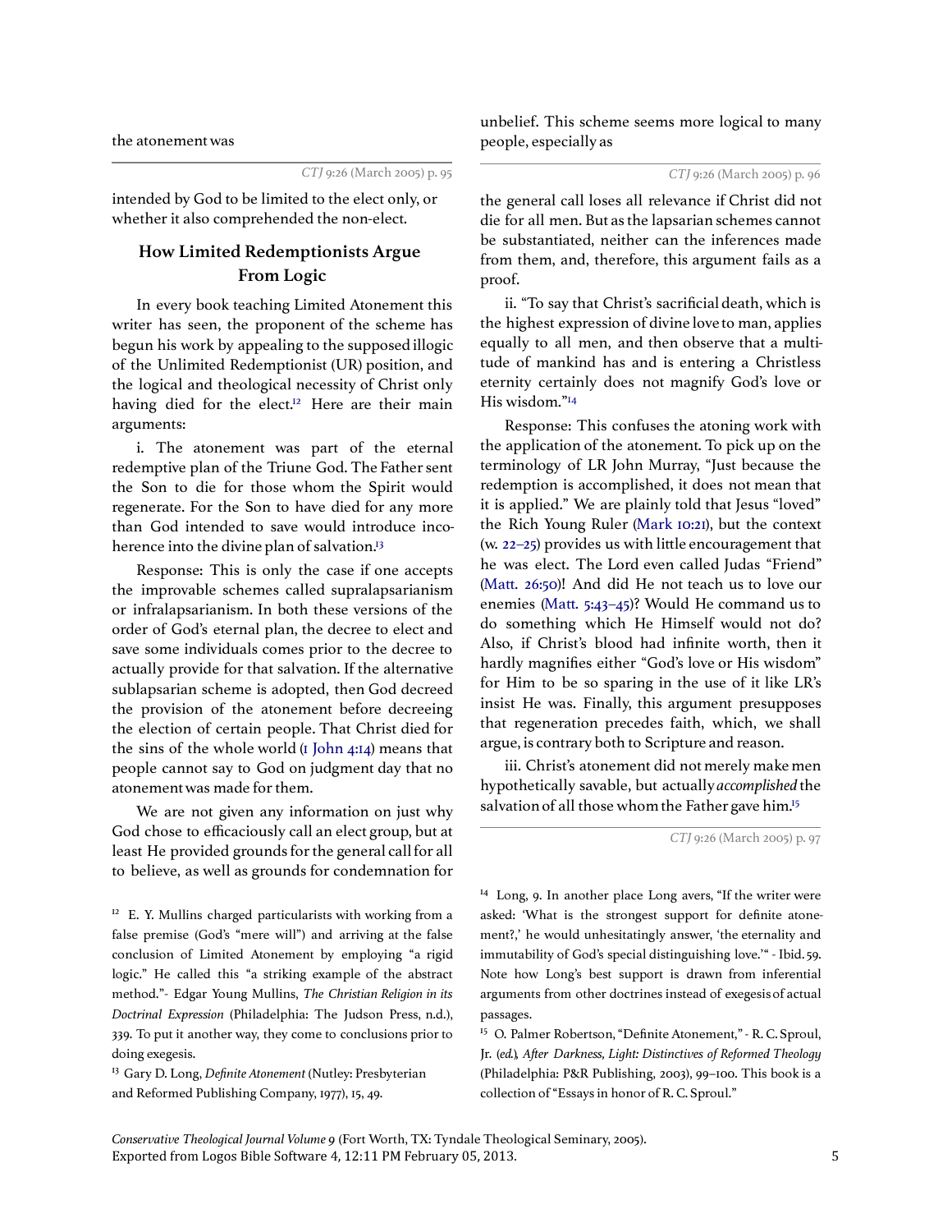the atonement was intended by God to be limited to the elect only, or whether it also comprehended the non-elect.

## How Limited Redemptionists Argue From Logic

In every book teaching Limited Atonement this writer has seen, the proponent of the scheme has begun his work by appealing to the supposed illogic of the Unlimited Redemptionist (UR) position, and the logical and theological necessity of Christ only having died for the elect.[12] Here are their main arguments:

i. The atonement was part of the eternal redemptive plan of the Triune God. The Father sent the Son to die for those whom the Spirit would regenerate. For the Son to have died for any more than God intended to save would introduce incoherence into the divine plan of salvation.[13]

Response: This is only the case if one accepts the improvable schemes called supralapsarianism or infralapsarianism. In both these versions of the order of God's eternal plan, the decree to elect and save some individuals comes prior to the decree to actually provide for that salvation. If the alternative sublapsarian scheme is adopted, then God decreed the provision of the atonement before decreeing the election of certain people. That Christ died for the sins of the whole world (1 John 4:14) means that people cannot say to God on judgment day that no atonement was made for them.

We are not given any information on just why God chose to efficaciously call an elect group, but at least He provided grounds for the general call for all to believe, as well as grounds for condemnation for unbelief. This scheme seems more logical to many people, especially as the general call loses all relevance if Christ did not die for all men. But as the lapsarian schemes cannot be substantiated, neither can the inferences made from them, and, therefore, this argument fails as a proof.

ii. "To say that Christ's sacrificial death, which is the highest expression of divine love to man, applies equally to all men, and then observe that a multitude of mankind has and is entering a Christless eternity certainly does not magnify God's love or His wisdom."[14]

Response: This confuses the atoning work with the application of the atonement. To pick up on the terminology of LR John Murray, "Just because the redemption is accomplished, it does not mean that it is applied." We are plainly told that Jesus "loved" the Rich Young Ruler (Mark 10:21), but the context (vv. 22–25) provides us with little encouragement that he was elect. The Lord even called Judas "Friend" (Matt. 26:50)! And did He not teach us to love our enemies (Matt. 5:43–45)? Would He command us to do something which He Himself would not do? Also, if Christ's blood had infinite worth, then it hardly magnifies either "God's love or His wisdom" for Him to be so sparing in the use of it like LR's insist He was. Finally, this argument presupposes that regeneration precedes faith, which, we shall argue, is contrary both to Scripture and reason.

iii. Christ's atonement did not merely make men hypothetically savable, but actually *accomplished* the salvation of all those whom the Father gave him.[15]

---

[12] E. Y. Mullins charged particularists with working from a false premise (God's "mere will") and arriving at the false conclusion of Limited Atonement by employing "a rigid logic." He called this "a striking example of the abstract method."- Edgar Young Mullins, *The Christian Religion in its Doctrinal Expression* (Philadelphia: The Judson Press, n.d.), 339. To put it another way, they come to conclusions prior to doing exegesis.

[13] Gary D. Long, *Definite Atonement* (Nutley: Presbyterian and Reformed Publishing Company, 1977), 15, 49.

[14] Long, 9. In another place Long avers, "If the writer were asked: 'What is the strongest support for definite atonement?,' he would unhesitatingly answer, 'the eternality and immutability of God's special distinguishing love.'" - Ibid. 59. Note how Long's best support is drawn from inferential arguments from other doctrines instead of exegesis of actual passages.

[15] O. Palmer Robertson, "Definite Atonement," - R. C. Sproul, Jr. (*ed.*), *After Darkness, Light: Distinctives of Reformed Theology* (Philadelphia: P&R Publishing, 2003), 99–100. This book is a collection of "Essays in honor of R. C. Sproul."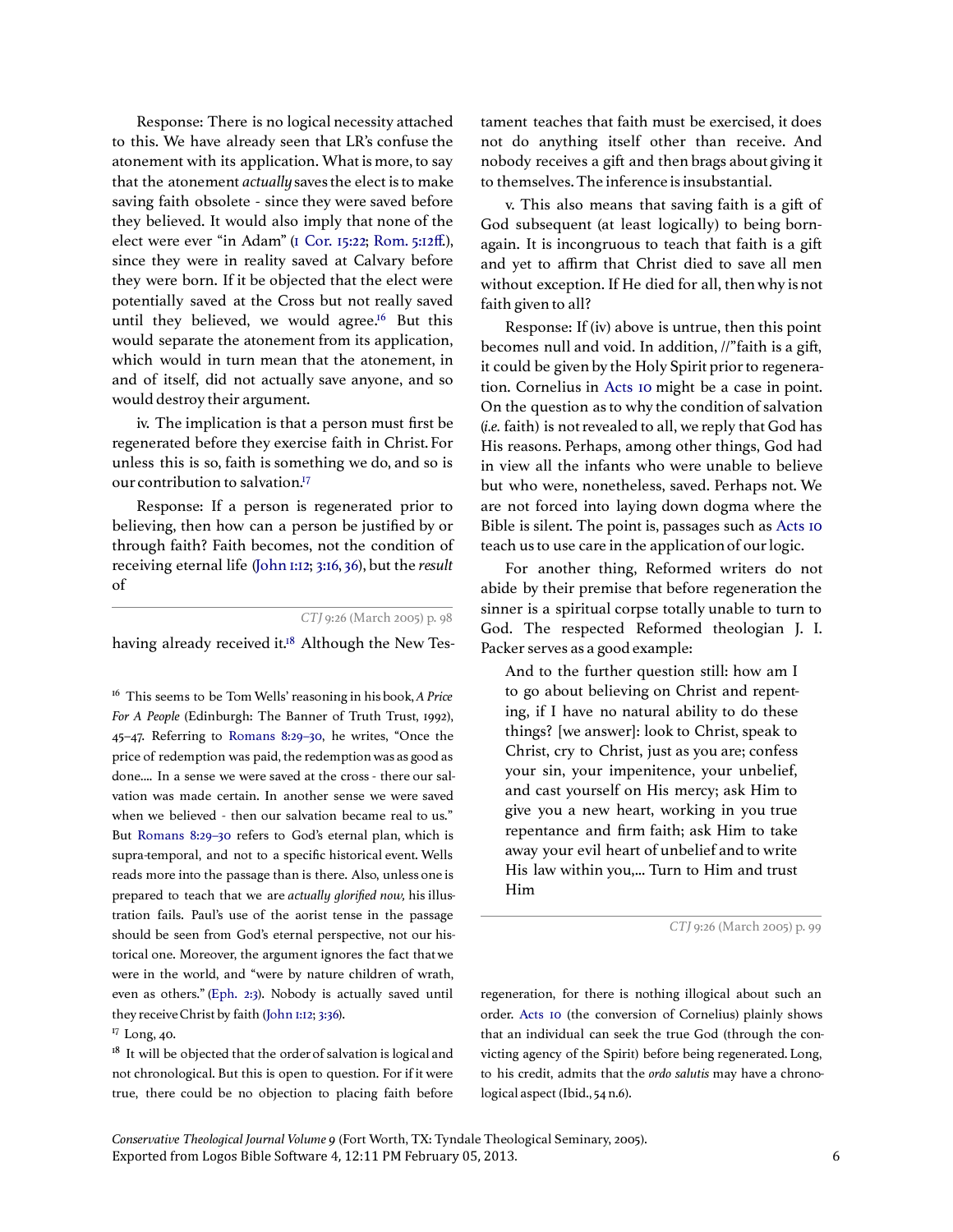Response: There is no logical necessity attached to this. We have already seen that LR's confuse the atonement with its application. What is more, to say that the atonement *actually* saves the elect is to make saving faith obsolete - since they were saved before they believed. It would also imply that none of the elect were ever "in Adam" (1 Cor. 15:22; Rom. 5:12ff.), since they were in reality saved at Calvary before they were born. If it be objected that the elect were potentially saved at the Cross but not really saved until they believed, we would agree.[16] But this would separate the atonement from its application, which would in turn mean that the atonement, in and of itself, did not actually save anyone, and so would destroy their argument.

iv. The implication is that a person must first be regenerated before they exercise faith in Christ. For unless this is so, faith is something we do, and so is our contribution to salvation.[17]

Response: If a person is regenerated prior to believing, then how can a person be justified by or through faith? Faith becomes, not the condition of receiving eternal life (John 1:12; 3:16, 36), but the *result* of having already received it.[18] Although the New Testament teaches that faith must be exercised, it does not do anything itself other than receive. And nobody receives a gift and then brags about giving it to themselves. The inference is insubstantial.

v. This also means that saving faith is a gift of God subsequent (at least logically) to being born-again. It is incongruous to teach that faith is a gift and yet to affirm that Christ died to save all men without exception. If He died for all, then why is not faith given to all?

Response: If (iv) above is untrue, then this point becomes null and void. In addition, //"faith is a gift, it could be given by the Holy Spirit prior to regeneration. Cornelius in Acts 10 might be a case in point. On the question as to why the condition of salvation (*i.e.* faith) is not revealed to all, we reply that God has His reasons. Perhaps, among other things, God had in view all the infants who were unable to believe but who were, nonetheless, saved. Perhaps not. We are not forced into laying down dogma where the Bible is silent. The point is, passages such as Acts 10 teach us to use care in the application of our logic.

For another thing, Reformed writers do not abide by their premise that before regeneration the sinner is a spiritual corpse totally unable to turn to God. The respected Reformed theologian J. I. Packer serves as a good example:

> And to the further question still: how am I to go about believing on Christ and repenting, if I have no natural ability to do these things? [we answer]: look to Christ, speak to Christ, cry to Christ, just as you are; confess your sin, your impenitence, your unbelief, and cast yourself on His mercy; ask Him to give you a new heart, working in you true repentance and firm faith; ask Him to take away your evil heart of unbelief and to write His law within you,… Turn to Him and trust Him

---

[16] This seems to be Tom Wells' reasoning in his book, *A Price For A People* (Edinburgh: The Banner of Truth Trust, 1992), 45–47. Referring to Romans 8:29–30, he writes, "Once the price of redemption was paid, the redemption was as good as done.… In a sense we were saved at the cross - there our salvation was made certain. In another sense we were saved when we believed - then our salvation became real to us." But Romans 8:29–30 refers to God's eternal plan, which is supra-temporal, and not to a specific historical event. Wells reads more into the passage than is there. Also, unless one is prepared to teach that we are *actually glorified now,* his illustration fails. Paul's use of the aorist tense in the passage should be seen from God's eternal perspective, not our historical one. Moreover, the argument ignores the fact that we were in the world, and "were by nature children of wrath, even as others." (Eph. 2:3). Nobody is actually saved until they receive Christ by faith (John 1:12; 3:36).

[17] Long, 40.

[18] It will be objected that the order of salvation is logical and not chronological. But this is open to question. For if it were true, there could be no objection to placing faith before regeneration, for there is nothing illogical about such an order. Acts 10 (the conversion of Cornelius) plainly shows that an individual can seek the true God (through the convicting agency of the Spirit) before being regenerated. Long, to his credit, admits that the *ordo salutis* may have a chronological aspect (Ibid., 54 n.6).

*Conservative Theological Journal Volume 9* (Fort Worth, TX: Tyndale Theological Seminary, 2005).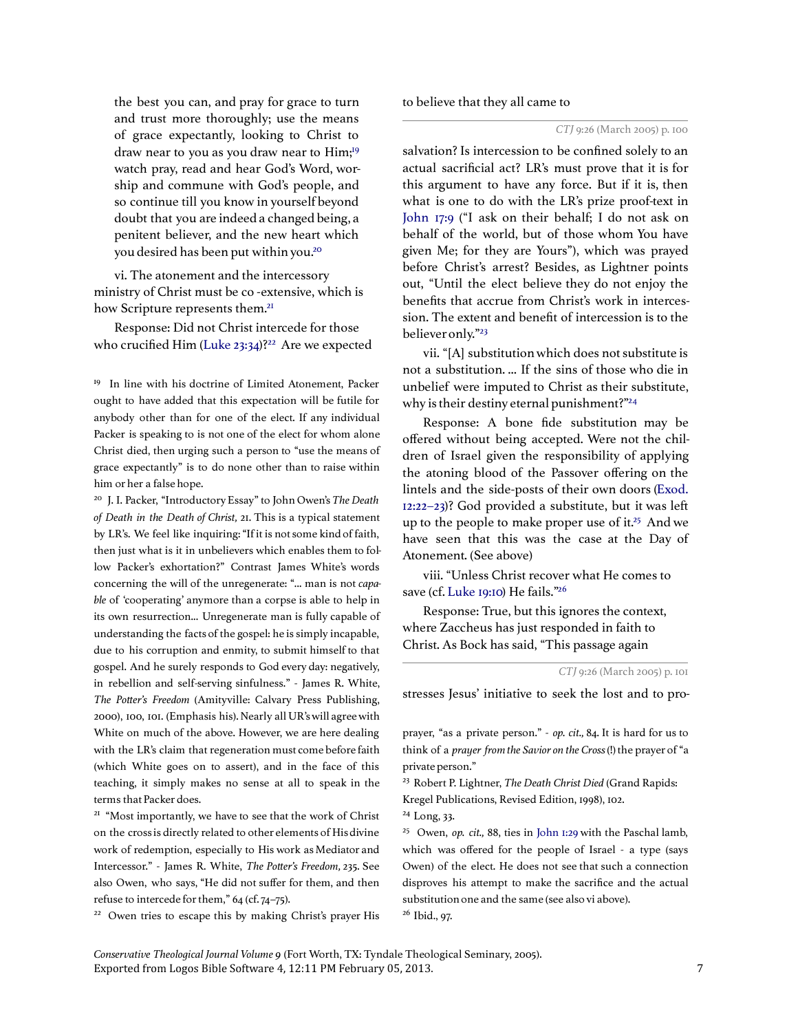the best you can, and pray for grace to turn and trust more thoroughly; use the means of grace expectantly, looking to Christ to draw near to you as you draw near to Him;[19] watch pray, read and hear God's Word, worship and commune with God's people, and so continue till you know in yourself beyond doubt that you are indeed a changed being, a penitent believer, and the new heart which you desired has been put within you.[20]

vi. The atonement and the intercessory ministry of Christ must be co -extensive, which is how Scripture represents them.[21]

Response: Did not Christ intercede for those who crucified Him (Luke 23:34)?[22] Are we expected to believe that they all came to salvation? Is intercession to be confined solely to an actual sacrificial act? LR's must prove that it is for this argument to have any force. But if it is, then what is one to do with the LR's prize proof-text in John 17:9 ("I ask on their behalf; I do not ask on behalf of the world, but of those whom You have given Me; for they are Yours"), which was prayed before Christ's arrest? Besides, as Lightner points out, "Until the elect believe they do not enjoy the benefits that accrue from Christ's work in intercession. The extent and benefit of intercession is to the believer only."[23]

vii. "[A] substitution which does not substitute is not a substitution. … If the sins of those who die in unbelief were imputed to Christ as their substitute, why is their destiny eternal punishment?"[24]

Response: A bone fide substitution may be offered without being accepted. Were not the children of Israel given the responsibility of applying the atoning blood of the Passover offering on the lintels and the side-posts of their own doors (Exod. 12:22–23)? God provided a substitute, but it was left up to the people to make proper use of it.[25] And we have seen that this was the case at the Day of Atonement. (See above)

viii. "Unless Christ recover what He comes to save (cf. Luke 19:10) He fails."[26]

Response: True, but this ignores the context, where Zaccheus has just responded in faith to Christ. As Bock has said, "This passage again stresses Jesus' initiative to seek the lost and to pro-

---

[19] In line with his doctrine of Limited Atonement, Packer ought to have added that this expectation will be futile for anybody other than for one of the elect. If any individual Packer is speaking to is not one of the elect for whom alone Christ died, then urging such a person to "use the means of grace expectantly" is to do none other than to raise within him or her a false hope.

[20] J. I. Packer, "Introductory Essay" to John Owen's *The Death of Death in the Death of Christ,* 21. This is a typical statement by LR's. We feel like inquiring: "If it is not some kind of faith, then just what is it in unbelievers which enables them to follow Packer's exhortation?" Contrast James White's words concerning the will of the unregenerate: "… man is not *capable* of 'cooperating' anymore than a corpse is able to help in its own resurrection… Unregenerate man is fully capable of understanding the facts of the gospel: he is simply incapable, due to his corruption and enmity, to submit himself to that gospel. And he surely responds to God every day: negatively, in rebellion and self-serving sinfulness." - James R. White, *The Potter's Freedom* (Amityville: Calvary Press Publishing, 2000), 100, 101. (Emphasis his). Nearly all UR's will agree with White on much of the above. However, we are here dealing with the LR's claim that regeneration must come before faith (which White goes on to assert), and in the face of this teaching, it simply makes no sense at all to speak in the terms that Packer does.

[21] "Most importantly, we have to see that the work of Christ on the cross is directly related to other elements of His divine work of redemption, especially to His work as Mediator and Intercessor." - James R. White, *The Potter's Freedom,* 235. See also Owen, who says, "He did not suffer for them, and then refuse to intercede for them," 64 (cf. 74–75).

[22] Owen tries to escape this by making Christ's prayer His prayer, "as a private person." - *op. cit.,* 84. It is hard for us to think of a *prayer from the Savior on the Cross* (!) the prayer of "a private person."

[23] Robert P. Lightner, *The Death Christ Died* (Grand Rapids: Kregel Publications, Revised Edition, 1998), 102.

[24] Long, 33.

[25] Owen, *op. cit.,* 88, ties in John 1:29 with the Paschal lamb, which was offered for the people of Israel - a type (says Owen) of the elect. He does not see that such a connection disproves his attempt to make the sacrifice and the actual substitution one and the same (see also vi above).

[26] Ibid., 97.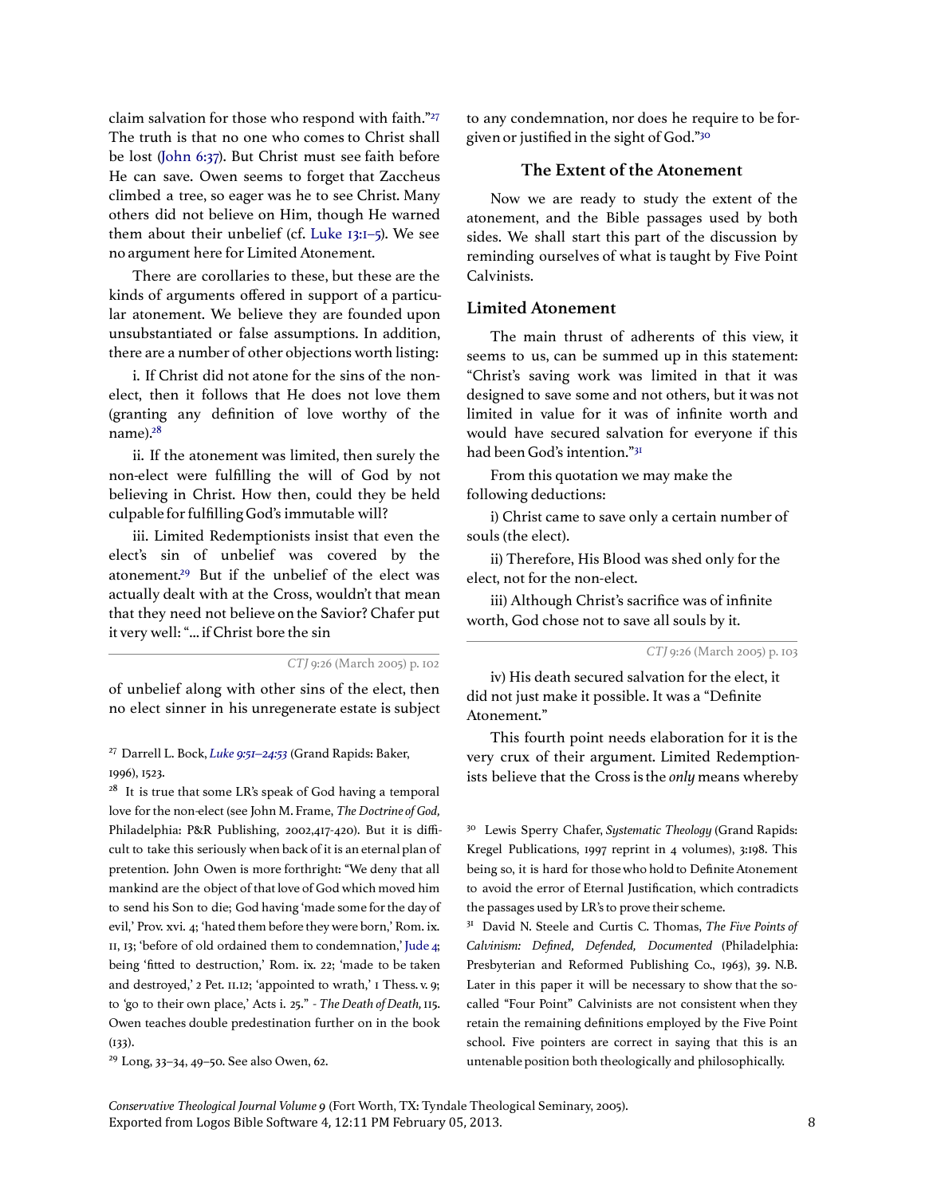claim salvation for those who respond with faith."[27] The truth is that no one who comes to Christ shall be lost (John 6:37). But Christ must see faith before He can save. Owen seems to forget that Zaccheus climbed a tree, so eager was he to see Christ. Many others did not believe on Him, though He warned them about their unbelief (cf. Luke 13:1–5). We see no argument here for Limited Atonement.

There are corollaries to these, but these are the kinds of arguments offered in support of a particular atonement. We believe they are founded upon unsubstantiated or false assumptions. In addition, there are a number of other objections worth listing:

i. If Christ did not atone for the sins of the non-elect, then it follows that He does not love them (granting any definition of love worthy of the name).[28]

ii. If the atonement was limited, then surely the non-elect were fulfilling the will of God by not believing in Christ. How then, could they be held culpable for fulfilling God's immutable will?

iii. Limited Redemptionists insist that even the elect's sin of unbelief was covered by the atonement.[29] But if the unbelief of the elect was actually dealt with at the Cross, wouldn't that mean that they need not believe on the Savior? Chafer put it very well: "… if Christ bore the sin of unbelief along with other sins of the elect, then no elect sinner in his unregenerate estate is subject to any condemnation, nor does he require to be forgiven or justified in the sight of God."[30]

## The Extent of the Atonement

Now we are ready to study the extent of the atonement, and the Bible passages used by both sides. We shall start this part of the discussion by reminding ourselves of what is taught by Five Point Calvinists.

### Limited Atonement

The main thrust of adherents of this view, it seems to us, can be summed up in this statement: "Christ's saving work was limited in that it was designed to save some and not others, but it was not limited in value for it was of infinite worth and would have secured salvation for everyone if this had been God's intention."[31]

From this quotation we may make the following deductions:

i) Christ came to save only a certain number of souls (the elect).

ii) Therefore, His Blood was shed only for the elect, not for the non-elect.

iii) Although Christ's sacrifice was of infinite worth, God chose not to save all souls by it.

iv) His death secured salvation for the elect, it did not just make it possible. It was a "Definite Atonement."

This fourth point needs elaboration for it is the very crux of their argument. Limited Redemptionists believe that the Cross is the *only* means whereby

---

[27] Darrell L. Bock, *Luke 9:51–24:53* (Grand Rapids: Baker, 1996), 1523.

[28] It is true that some LR's speak of God having a temporal love for the non-elect (see John M. Frame, *The Doctrine of God,* Philadelphia: P&R Publishing, 2002,417-420). But it is difficult to take this seriously when back of it is an eternal plan of pretention. John Owen is more forthright: "We deny that all mankind are the object of that love of God which moved him to send his Son to die; God having 'made some for the day of evil,' Prov. xvi. 4; 'hated them before they were born,' Rom. ix. 11, 13; 'before of old ordained them to condemnation,' Jude 4; being 'fitted to destruction,' Rom. ix. 22; 'made to be taken and destroyed,' 2 Pet. 11.12; 'appointed to wrath,' 1 Thess. v. 9; to 'go to their own place,' Acts i. 25." - *The Death of Death,* 115. Owen teaches double predestination further on in the book (133).

[29] Long, 33–34, 49–50. See also Owen, 62.

[30] Lewis Sperry Chafer, *Systematic Theology* (Grand Rapids: Kregel Publications, 1997 reprint in 4 volumes), 3:198. This being so, it is hard for those who hold to Definite Atonement to avoid the error of Eternal Justification, which contradicts the passages used by LR's to prove their scheme.

[31] David N. Steele and Curtis C. Thomas, *The Five Points of Calvinism: Defined, Defended, Documented* (Philadelphia: Presbyterian and Reformed Publishing Co., 1963), 39. N.B. Later in this paper it will be necessary to show that the so-called "Four Point" Calvinists are not consistent when they retain the remaining definitions employed by the Five Point school. Five pointers are correct in saying that this is an untenable position both theologically and philosophically.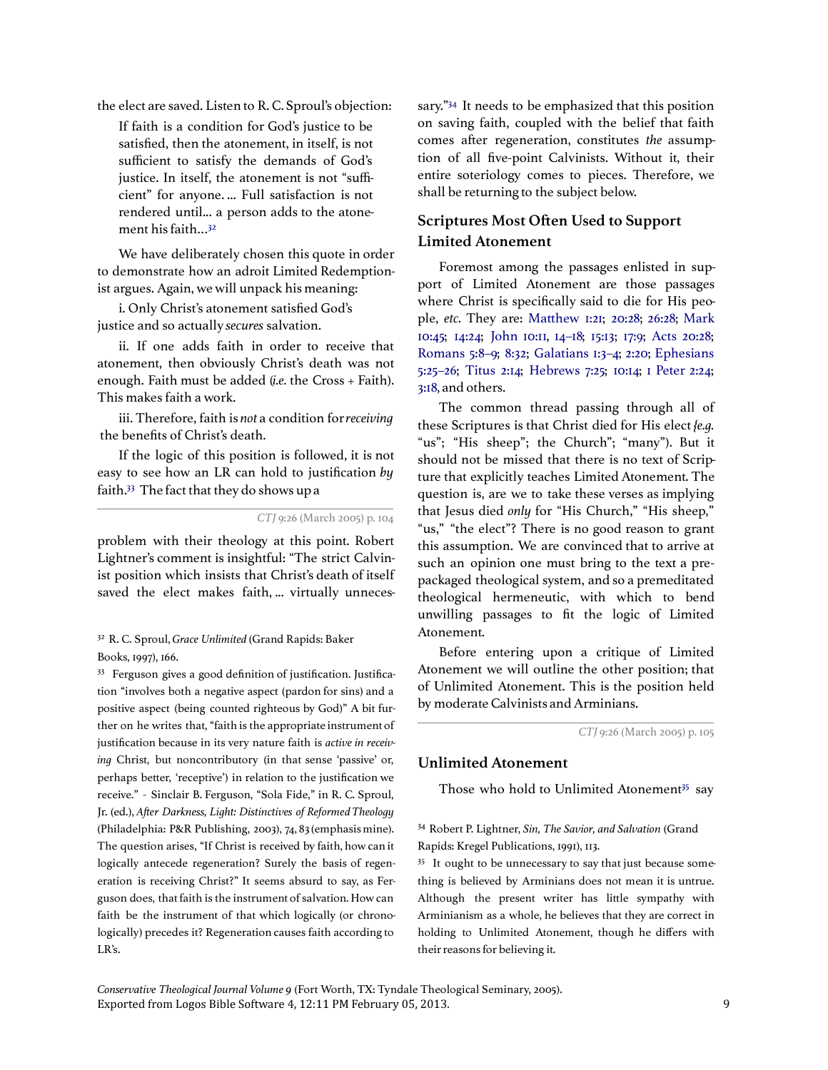the elect are saved. Listen to R. C. Sproul's objection:

> If faith is a condition for God's justice to be satisfied, then the atonement, in itself, is not sufficient to satisfy the demands of God's justice. In itself, the atonement is not "sufficient" for anyone. … Full satisfaction is not rendered until… a person adds to the atonement his faith…[32]

We have deliberately chosen this quote in order to demonstrate how an adroit Limited Redemptionist argues. Again, we will unpack his meaning:

i. Only Christ's atonement satisfied God's justice and so actually *secures* salvation.

ii. If one adds faith in order to receive that atonement, then obviously Christ's death was not enough. Faith must be added (*i.e.* the Cross + Faith). This makes faith a work.

iii. Therefore, faith is *not* a condition for *receiving* the benefits of Christ's death.

If the logic of this position is followed, it is not easy to see how an LR can hold to justification *by* faith.[33] The fact that they do shows up a problem with their theology at this point. Robert Lightner's comment is insightful: "The strict Calvinist position which insists that Christ's death of itself saved the elect makes faith, … virtually unnecessary."[34] It needs to be emphasized that this position on saving faith, coupled with the belief that faith comes after regeneration, constitutes *the* assumption of all five-point Calvinists. Without it, their entire soteriology comes to pieces. Therefore, we shall be returning to the subject below.

## Scriptures Most Often Used to Support Limited Atonement

Foremost among the passages enlisted in support of Limited Atonement are those passages where Christ is specifically said to die for His people, *etc.* They are: Matthew 1:21; 20:28; 26:28; Mark 10:45; 14:24; John 10:11, 14–18; 15:13; 17:9; Acts 20:28; Romans 5:8–9; 8:32; Galatians 1:3–4; 2:20; Ephesians 5:25–26; Titus 2:14; Hebrews 7:25; 10:14; 1 Peter 2:24; 3:18, and others.

The common thread passing through all of these Scriptures is that Christ died for His elect {*e.g.* "us"; "His sheep"; the Church"; "many"). But it should not be missed that there is no text of Scripture that explicitly teaches Limited Atonement. The question is, are we to take these verses as implying that Jesus died *only* for "His Church," "His sheep," "us," "the elect"? There is no good reason to grant this assumption. We are convinced that to arrive at such an opinion one must bring to the text a prepackaged theological system, and so a premeditated theological hermeneutic, with which to bend unwilling passages to fit the logic of Limited Atonement.

Before entering upon a critique of Limited Atonement we will outline the other position; that of Unlimited Atonement. This is the position held by moderate Calvinists and Arminians.

## Unlimited Atonement

Those who hold to Unlimited Atonement[35] say

---

[32] R. C. Sproul, *Grace Unlimited* (Grand Rapids: Baker Books, 1997), 166.

[33] Ferguson gives a good definition of justification. Justification "involves both a negative aspect (pardon for sins) and a positive aspect (being counted righteous by God)" A bit further on he writes that, "faith is the appropriate instrument of justification because in its very nature faith is *active in receiving* Christ, but noncontributory (in that sense 'passive' or, perhaps better, 'receptive') in relation to the justification we receive." - Sinclair B. Ferguson, "Sola Fide," in R. C. Sproul, Jr. (ed.), *After Darkness, Light: Distinctives of Reformed Theology* (Philadelphia: P&R Publishing, 2003), 74, 83 (emphasis mine). The question arises, "If Christ is received by faith, how can it logically antecede regeneration? Surely the basis of regeneration is receiving Christ?" It seems absurd to say, as Ferguson does, that faith is the instrument of salvation. How can faith be the instrument of that which logically (or chronologically) precedes it? Regeneration causes faith according to LR's.

[34] Robert P. Lightner, *Sin, The Savior, and Salvation* (Grand Rapids: Kregel Publications, 1991), 113.

[35] It ought to be unnecessary to say that just because something is believed by Arminians does not mean it is untrue. Although the present writer has little sympathy with Arminianism as a whole, he believes that they are correct in holding to Unlimited Atonement, though he differs with their reasons for believing it.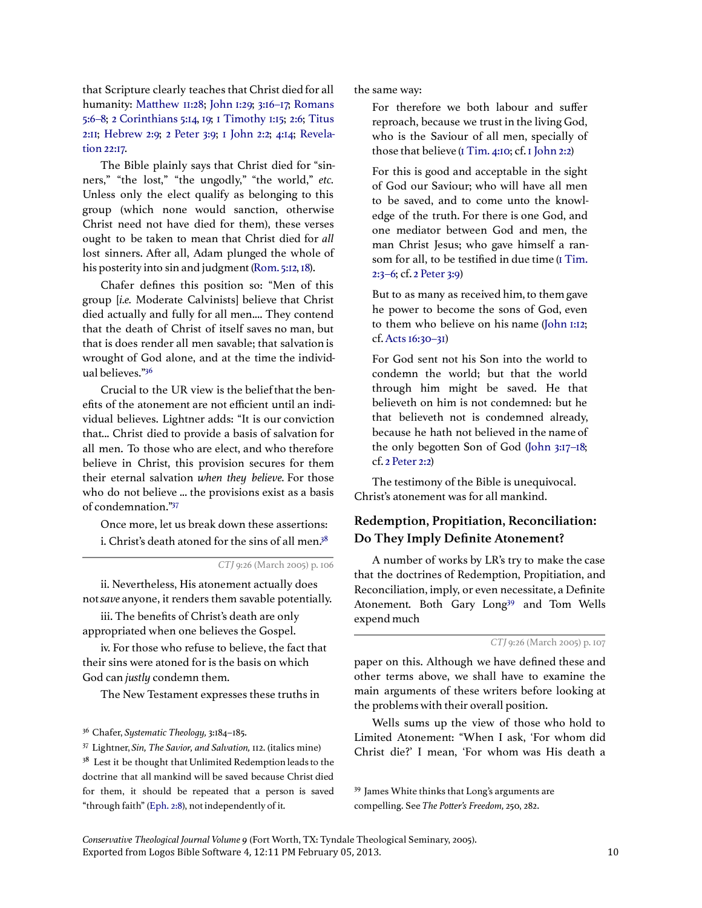that Scripture clearly teaches that Christ died for all humanity: Matthew 11:28; John 1:29; 3:16–17; Romans 5:6–8; 2 Corinthians 5:14, 19; 1 Timothy 1:15; 2:6; Titus 2:11; Hebrew 2:9; 2 Peter 3:9; 1 John 2:2; 4:14; Revelation 22:17.

The Bible plainly says that Christ died for "sinners," "the lost," "the ungodly," "the world," *etc.* Unless only the elect qualify as belonging to this group (which none would sanction, otherwise Christ need not have died for them), these verses ought to be taken to mean that Christ died for *all* lost sinners. After all, Adam plunged the whole of his posterity into sin and judgment (Rom. 5:12, 18).

Chafer defines this position so: "Men of this group [*i.e.* Moderate Calvinists] believe that Christ died actually and fully for all men.… They contend that the death of Christ of itself saves no man, but that is does render all men savable; that salvation is wrought of God alone, and at the time the individual believes."[36]

Crucial to the UR view is the belief that the benefits of the atonement are not efficient until an individual believes. Lightner adds: "It is our conviction that… Christ died to provide a basis of salvation for all men. To those who are elect, and who therefore believe in Christ, this provision secures for them their eternal salvation *when they believe*. For those who do not believe … the provisions exist as a basis of condemnation."[37]

Once more, let us break down these assertions:

i. Christ's death atoned for the sins of all men.[38]

ii. Nevertheless, His atonement actually does not *save* anyone, it renders them savable potentially.

iii. The benefits of Christ's death are only appropriated when one believes the Gospel.

iv. For those who refuse to believe, the fact that their sins were atoned for is the basis on which God can *justly* condemn them.

The New Testament expresses these truths in the same way:

> For therefore we both labour and suffer reproach, because we trust in the living God, who is the Saviour of all men, specially of those that believe (1 Tim. 4:10; cf. 1 John 2:2)

> For this is good and acceptable in the sight of God our Saviour; who will have all men to be saved, and to come unto the knowledge of the truth. For there is one God, and one mediator between God and men, the man Christ Jesus; who gave himself a ransom for all, to be testified in due time (1 Tim. 2:3–6; cf. 2 Peter 3:9)

> But to as many as received him, to them gave he power to become the sons of God, even to them who believe on his name (John 1:12; cf. Acts 16:30–31)

> For God sent not his Son into the world to condemn the world; but that the world through him might be saved. He that believeth on him is not condemned: but he that believeth not is condemned already, because he hath not believed in the name of the only begotten Son of God (John 3:17–18; cf. 2 Peter 2:2)

The testimony of the Bible is unequivocal. Christ's atonement was for all mankind.

## Redemption, Propitiation, Reconciliation: Do They Imply Definite Atonement?

A number of works by LR's try to make the case that the doctrines of Redemption, Propitiation, and Reconciliation, imply, or even necessitate, a Definite Atonement. Both Gary Long[39] and Tom Wells expend much paper on this. Although we have defined these and other terms above, we shall have to examine the main arguments of these writers before looking at the problems with their overall position.

Wells sums up the view of those who hold to Limited Atonement: "When I ask, 'For whom did Christ die?' I mean, 'For whom was His death a

---

[36] Chafer, *Systematic Theology,* 3:184–185.

[37] Lightner, *Sin, The Savior, and Salvation,* 112. (italics mine)

[38] Lest it be thought that Unlimited Redemption leads to the doctrine that all mankind will be saved because Christ died for them, it should be repeated that a person is saved "through faith" (Eph. 2:8), not independently of it.

[39] James White thinks that Long's arguments are compelling. See *The Potter's Freedom,* 250, 282.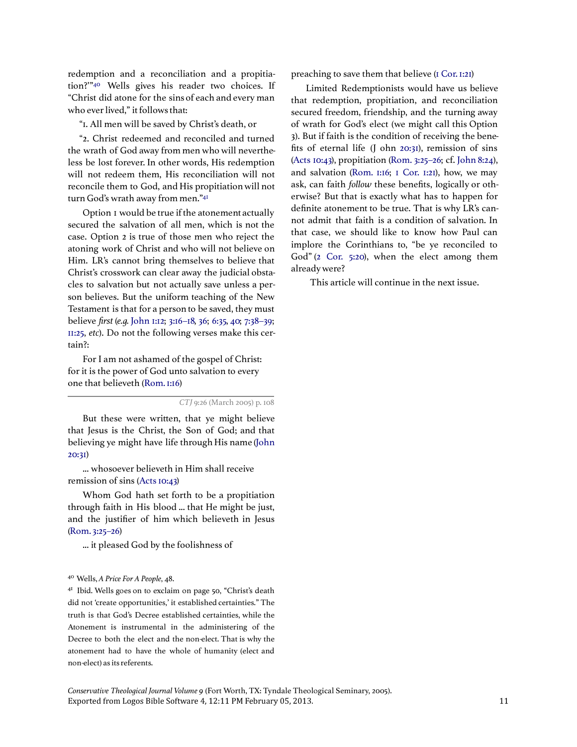redemption and a reconciliation and a propitiation?'"[40] Wells gives his reader two choices. If "Christ did atone for the sins of each and every man who ever lived," it follows that:

"1. All men will be saved by Christ's death, or

"2. Christ redeemed and reconciled and turned the wrath of God away from men who will nevertheless be lost forever. In other words, His redemption will not redeem them, His reconciliation will not reconcile them to God, and His propitiation will not turn God's wrath away from men."[41]

Option 1 would be true if the atonement actually secured the salvation of all men, which is not the case. Option 2 is true of those men who reject the atoning work of Christ and who will not believe on Him. LR's cannot bring themselves to believe that Christ's crosswork can clear away the judicial obstacles to salvation but not actually save unless a person believes. But the uniform teaching of the New Testament is that for a person to be saved, they must believe *first* (*e.g.* John 1:12; 3:16–18, 36; 6:35, 40; 7:38–39; 11:25, *etc*). Do not the following verses make this certain?:

> For I am not ashamed of the gospel of Christ: for it is the power of God unto salvation to every one that believeth (Rom. 1:16)

> But these were written, that ye might believe that Jesus is the Christ, the Son of God; and that believing ye might have life through His name (John 20:31)

> … whosoever believeth in Him shall receive remission of sins (Acts 10:43)

> Whom God hath set forth to be a propitiation through faith in His blood … that He might be just, and the justifier of him which believeth in Jesus (Rom. 3:25–26)

> … it pleased God by the foolishness of preaching to save them that believe (1 Cor. 1:21)

Limited Redemptionists would have us believe that redemption, propitiation, and reconciliation secured freedom, friendship, and the turning away of wrath for God's elect (we might call this Option 3). But if faith is the condition of receiving the benefits of eternal life (J ohn 20:31), remission of sins (Acts 10:43), propitiation (Rom. 3:25–26; cf. John 8:24), and salvation (Rom. 1:16; 1 Cor. 1:21), how, we may ask, can faith *follow* these benefits, logically or otherwise? But that is exactly what has to happen for definite atonement to be true. That is why LR's cannot admit that faith is a condition of salvation. In that case, we should like to know how Paul can implore the Corinthians to, "be ye reconciled to God" (2 Cor. 5:20), when the elect among them already were?

This article will continue in the next issue.

[40] Wells, *A Price For A People*, 48.

[41] Ibid. Wells goes on to exclaim on page 50, "Christ's death did not 'create opportunities,' it established certainties." The truth is that God's Decree established certainties, while the Atonement is instrumental in the administering of the Decree to both the elect and the non-elect. That is why the atonement had to have the whole of humanity (elect and non-elect) as its referents.